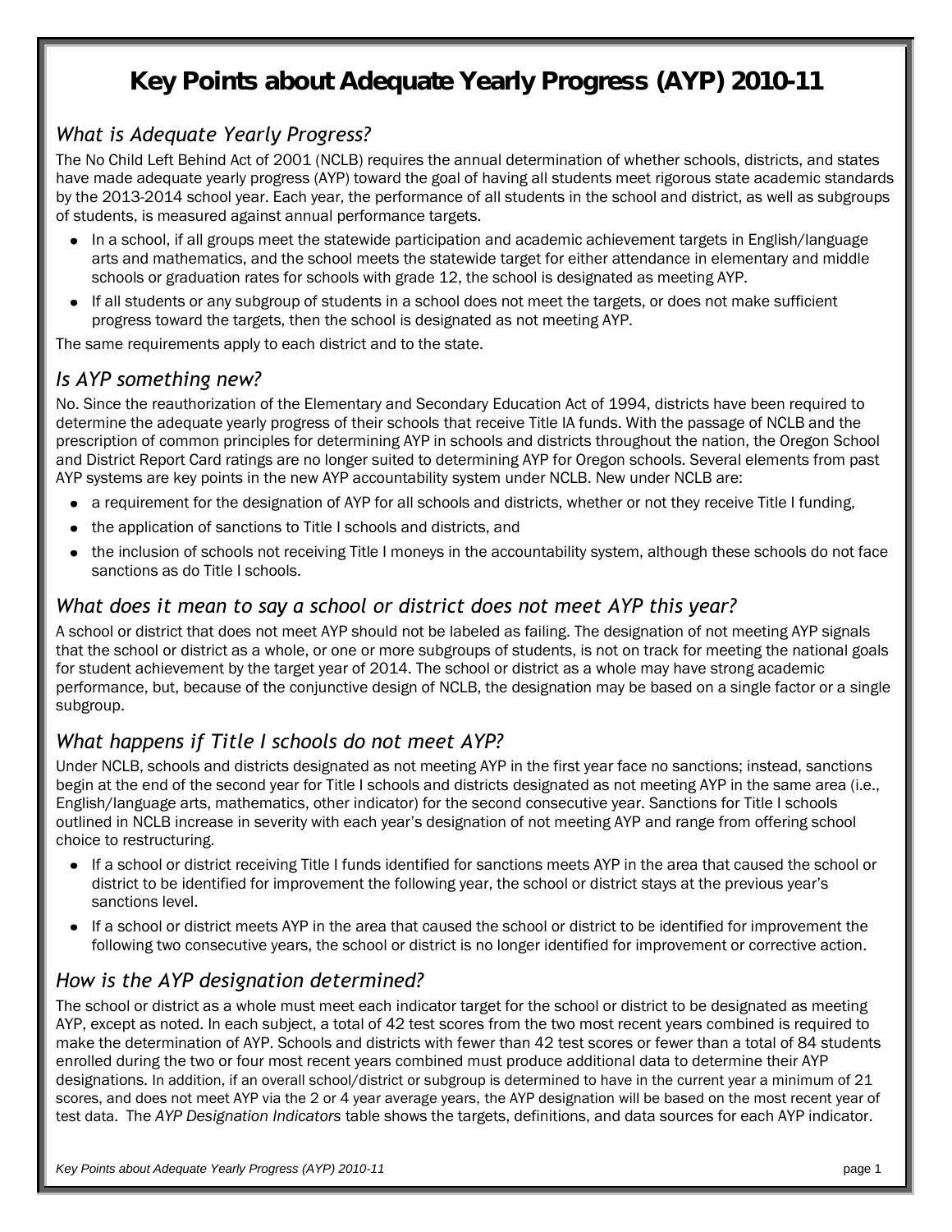# Key Points about Adequate Yearly Progress (AYP) 2010-11

## *What is Adequate Yearly Progress?*

The No Child Left Behind Act of 2001 (NCLB) requires the annual determination of whether schools, districts, and states have made adequate yearly progress (AYP) toward the goal of having all students meet rigorous state academic standards by the 2013-2014 school year. Each year, the performance of all students in the school and district, as well as subgroups of students, is measured against annual performance targets.

- In a school, if all groups meet the statewide participation and academic achievement targets in English/language arts and mathematics, and the school meets the statewide target for either attendance in elementary and middle schools or graduation rates for schools with grade 12, the school is designated as meeting AYP.
- If all students or any subgroup of students in a school does not meet the targets, or does not make sufficient progress toward the targets, then the school is designated as not meeting AYP.

The same requirements apply to each district and to the state.

## *Is AYP something new?*

No. Since the reauthorization of the Elementary and Secondary Education Act of 1994, districts have been required to determine the adequate yearly progress of their schools that receive Title IA funds. With the passage of NCLB and the prescription of common principles for determining AYP in schools and districts throughout the nation, the Oregon School and District Report Card ratings are no longer suited to determining AYP for Oregon schools. Several elements from past AYP systems are key points in the new AYP accountability system under NCLB. New under NCLB are:

- a requirement for the designation of AYP for all schools and districts, whether or not they receive Title I funding,
- the application of sanctions to Title I schools and districts, and
- the inclusion of schools not receiving Title I moneys in the accountability system, although these schools do not face sanctions as do Title I schools.

## *What does it mean to say a school or district does not meet AYP this year?*

A school or district that does not meet AYP should not be labeled as failing. The designation of not meeting AYP signals that the school or district as a whole, or one or more subgroups of students, is not on track for meeting the national goals for student achievement by the target year of 2014. The school or district as a whole may have strong academic performance, but, because of the conjunctive design of NCLB, the designation may be based on a single factor or a single subgroup.

## *What happens if Title I schools do not meet AYP?*

Under NCLB, schools and districts designated as not meeting AYP in the first year face no sanctions; instead, sanctions begin at the end of the second year for Title I schools and districts designated as not meeting AYP in the same area (i.e., English/language arts, mathematics, other indicator) for the second consecutive year. Sanctions for Title I schools outlined in NCLB increase in severity with each year's designation of not meeting AYP and range from offering school choice to restructuring.

- If a school or district receiving Title I funds identified for sanctions meets AYP in the area that caused the school or district to be identified for improvement the following year, the school or district stays at the previous year's sanctions level.
- If a school or district meets AYP in the area that caused the school or district to be identified for improvement the following two consecutive years, the school or district is no longer identified for improvement or corrective action.

## *How is the AYP designation determined?*

The school or district as a whole must meet each indicator target for the school or district to be designated as meeting AYP, except as noted. In each subject, a total of 42 test scores from the two most recent years combined is required to make the determination of AYP. Schools and districts with fewer than 42 test scores or fewer than a total of 84 students enrolled during the two or four most recent years combined must produce additional data to determine their AYP designations. In addition, if an overall school/district or subgroup is determined to have in the current year a minimum of 21 scores, and does not meet AYP via the 2 or 4 year average years, the AYP designation will be based on the most recent year of test data. The *AYP Designation Indicators* table shows the targets, definitions, and data sources for each AYP indicator.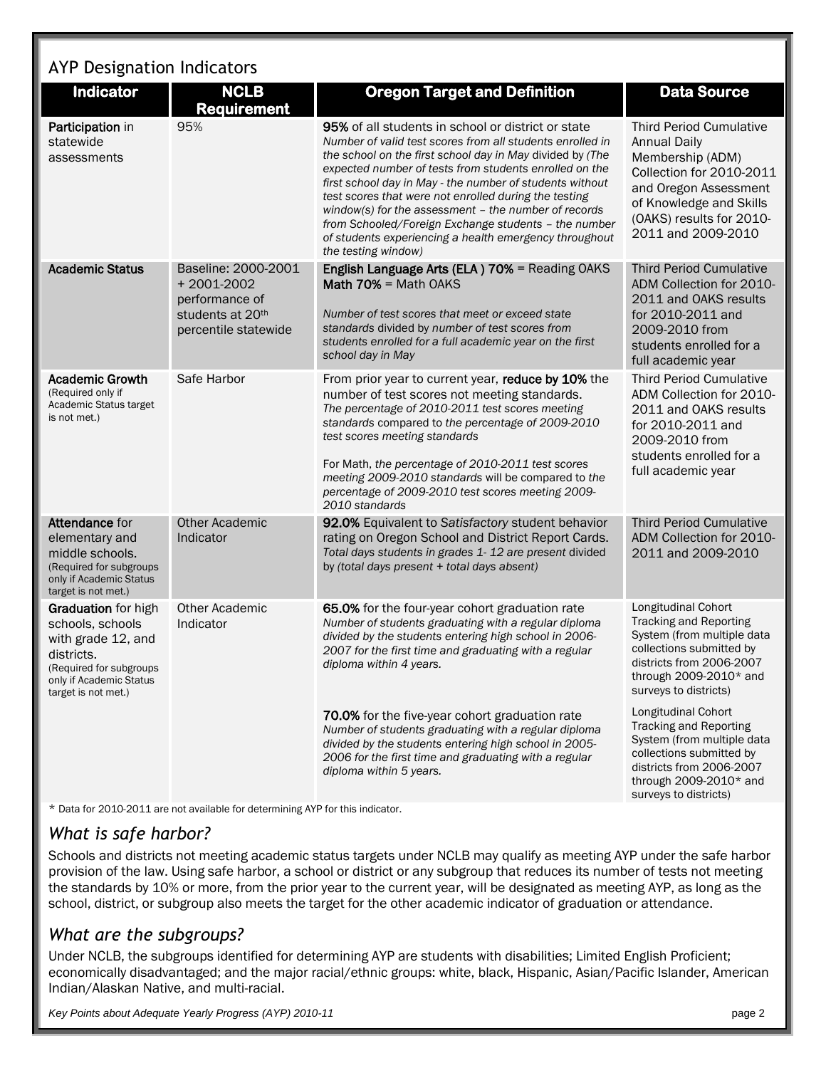## AYP Designation Indicators

| Indicator | NCLB Requirement | Oregon Target and Definition | Data Source |
|---|---|---|---|
| **Participation** in statewide assessments | 95% | **95%** of all students in school or district or state<br>*Number of valid test scores from all students enrolled in the school on the first school day in May* divided by *(The expected number of tests from students enrolled on the first school day in May - the number of students without test scores that were not enrolled during the testing window(s) for the assessment – the number of records from Schooled/Foreign Exchange students – the number of students experiencing a health emergency throughout the testing window)* | Third Period Cumulative Annual Daily Membership (ADM) Collection for 2010-2011 and Oregon Assessment of Knowledge and Skills (OAKS) results for 2010-2011 and 2009-2010 |
| **Academic Status** | Baseline: 2000-2001 + 2001-2002 performance of students at 20th percentile statewide | **English Language Arts (ELA ) 70%** = Reading OAKS<br>**Math 70%** = Math OAKS<br><br>*Number of test scores that meet or exceed state standards* divided by *number of test scores from students enrolled for a full academic year on the first school day in May* | Third Period Cumulative ADM Collection for 2010-2011 and OAKS results for 2010-2011 and 2009-2010 from students enrolled for a full academic year |
| **Academic Growth** (Required only if Academic Status target is not met.) | Safe Harbor | From prior year to current year, **reduce by 10%** the number of test scores not meeting standards.<br>*The percentage of 2010-2011 test scores meeting standards* compared to *the percentage of 2009-2010 test scores meeting standards*<br><br>For Math, *the percentage of 2010-2011 test scores meeting 2009-2010 standards* will be compared to *the percentage of 2009-2010 test scores meeting 2009-2010 standards* | Third Period Cumulative ADM Collection for 2010-2011 and OAKS results for 2010-2011 and 2009-2010 from students enrolled for a full academic year |
| **Attendance** for elementary and middle schools. (Required for subgroups only if Academic Status target is not met.) | Other Academic Indicator | **92.0%** Equivalent to *Satisfactory* student behavior rating on Oregon School and District Report Cards.<br>*Total days students in grades 1- 12 are present* divided by *(total days present + total days absent)* | Third Period Cumulative ADM Collection for 2010-2011 and 2009-2010 |
| **Graduation** for high schools, schools with grade 12, and districts. (Required for subgroups only if Academic Status target is not met.) | Other Academic Indicator | **65.0%** for the four-year cohort graduation rate<br>*Number of students graduating with a regular diploma divided by the students entering high school in 2006-2007 for the first time and graduating with a regular diploma within 4 years.* | Longitudinal Cohort Tracking and Reporting System (from multiple data collections submitted by districts from 2006-2007 through 2009-2010* and surveys to districts) |
| | | **70.0%** for the five-year cohort graduation rate<br>*Number of students graduating with a regular diploma divided by the students entering high school in 2005-2006 for the first time and graduating with a regular diploma within 5 years.* | Longitudinal Cohort Tracking and Reporting System (from multiple data collections submitted by districts from 2006-2007 through 2009-2010* and surveys to districts) |

* Data for 2010-2011 are not available for determining AYP for this indicator.

### *What is safe harbor?*

Schools and districts not meeting academic status targets under NCLB may qualify as meeting AYP under the safe harbor provision of the law. Using safe harbor, a school or district or any subgroup that reduces its number of tests not meeting the standards by 10% or more, from the prior year to the current year, will be designated as meeting AYP, as long as the school, district, or subgroup also meets the target for the other academic indicator of graduation or attendance.

### *What are the subgroups?*

Under NCLB, the subgroups identified for determining AYP are students with disabilities; Limited English Proficient; economically disadvantaged; and the major racial/ethnic groups: white, black, Hispanic, Asian/Pacific Islander, American Indian/Alaskan Native, and multi-racial.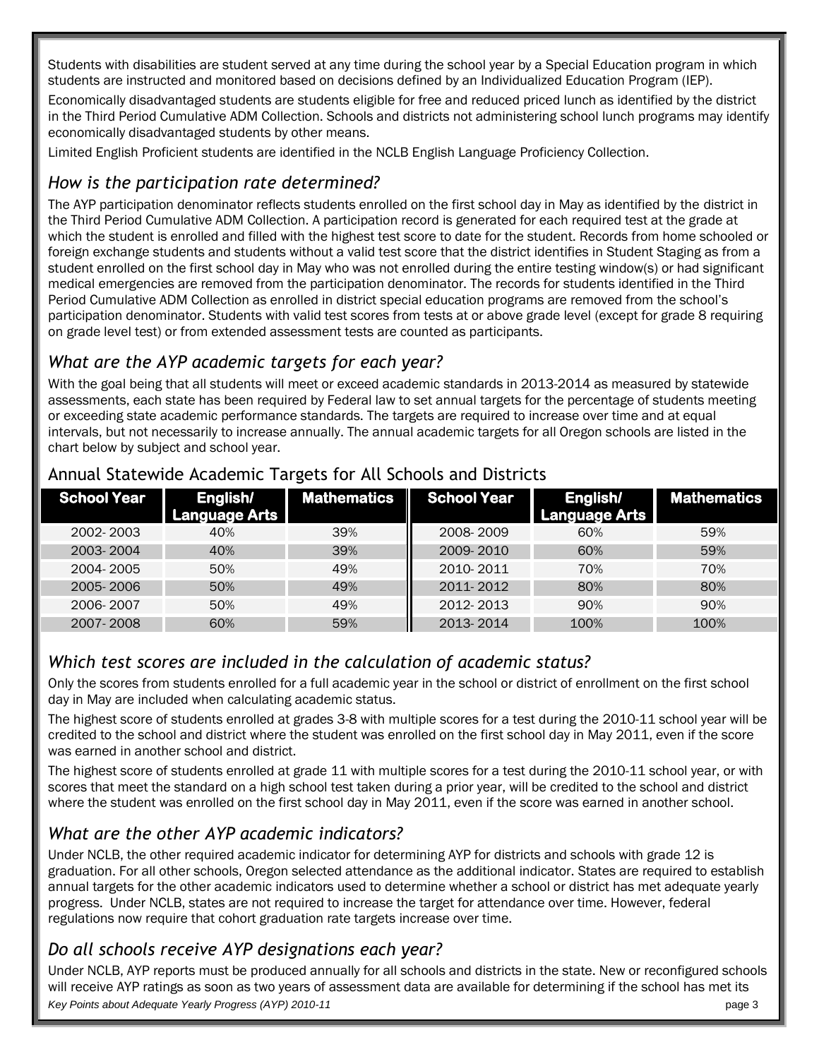Students with disabilities are student served at any time during the school year by a Special Education program in which students are instructed and monitored based on decisions defined by an Individualized Education Program (IEP).

Economically disadvantaged students are students eligible for free and reduced priced lunch as identified by the district in the Third Period Cumulative ADM Collection. Schools and districts not administering school lunch programs may identify economically disadvantaged students by other means.

Limited English Proficient students are identified in the NCLB English Language Proficiency Collection.

## *How is the participation rate determined?*

The AYP participation denominator reflects students enrolled on the first school day in May as identified by the district in the Third Period Cumulative ADM Collection. A participation record is generated for each required test at the grade at which the student is enrolled and filled with the highest test score to date for the student. Records from home schooled or foreign exchange students and students without a valid test score that the district identifies in Student Staging as from a student enrolled on the first school day in May who was not enrolled during the entire testing window(s) or had significant medical emergencies are removed from the participation denominator. The records for students identified in the Third Period Cumulative ADM Collection as enrolled in district special education programs are removed from the school's participation denominator. Students with valid test scores from tests at or above grade level (except for grade 8 requiring on grade level test) or from extended assessment tests are counted as participants.

## *What are the AYP academic targets for each year?*

With the goal being that all students will meet or exceed academic standards in 2013-2014 as measured by statewide assessments, each state has been required by Federal law to set annual targets for the percentage of students meeting or exceeding state academic performance standards. The targets are required to increase over time and at equal intervals, but not necessarily to increase annually. The annual academic targets for all Oregon schools are listed in the chart below by subject and school year.

### Annual Statewide Academic Targets for All Schools and Districts

| School Year | English/ Language Arts | Mathematics | School Year | English/ Language Arts | Mathematics |
|---|---|---|---|---|---|
| 2002- 2003 | 40% | 39% | 2008- 2009 | 60% | 59% |
| 2003- 2004 | 40% | 39% | 2009- 2010 | 60% | 59% |
| 2004- 2005 | 50% | 49% | 2010- 2011 | 70% | 70% |
| 2005- 2006 | 50% | 49% | 2011- 2012 | 80% | 80% |
| 2006- 2007 | 50% | 49% | 2012- 2013 | 90% | 90% |
| 2007- 2008 | 60% | 59% | 2013- 2014 | 100% | 100% |

## *Which test scores are included in the calculation of academic status?*

Only the scores from students enrolled for a full academic year in the school or district of enrollment on the first school day in May are included when calculating academic status.

The highest score of students enrolled at grades 3-8 with multiple scores for a test during the 2010-11 school year will be credited to the school and district where the student was enrolled on the first school day in May 2011, even if the score was earned in another school and district.

The highest score of students enrolled at grade 11 with multiple scores for a test during the 2010-11 school year, or with scores that meet the standard on a high school test taken during a prior year, will be credited to the school and district where the student was enrolled on the first school day in May 2011, even if the score was earned in another school.

## *What are the other AYP academic indicators?*

Under NCLB, the other required academic indicator for determining AYP for districts and schools with grade 12 is graduation. For all other schools, Oregon selected attendance as the additional indicator. States are required to establish annual targets for the other academic indicators used to determine whether a school or district has met adequate yearly progress. Under NCLB, states are not required to increase the target for attendance over time. However, federal regulations now require that cohort graduation rate targets increase over time.

## *Do all schools receive AYP designations each year?*

Under NCLB, AYP reports must be produced annually for all schools and districts in the state. New or reconfigured schools will receive AYP ratings as soon as two years of assessment data are available for determining if the school has met its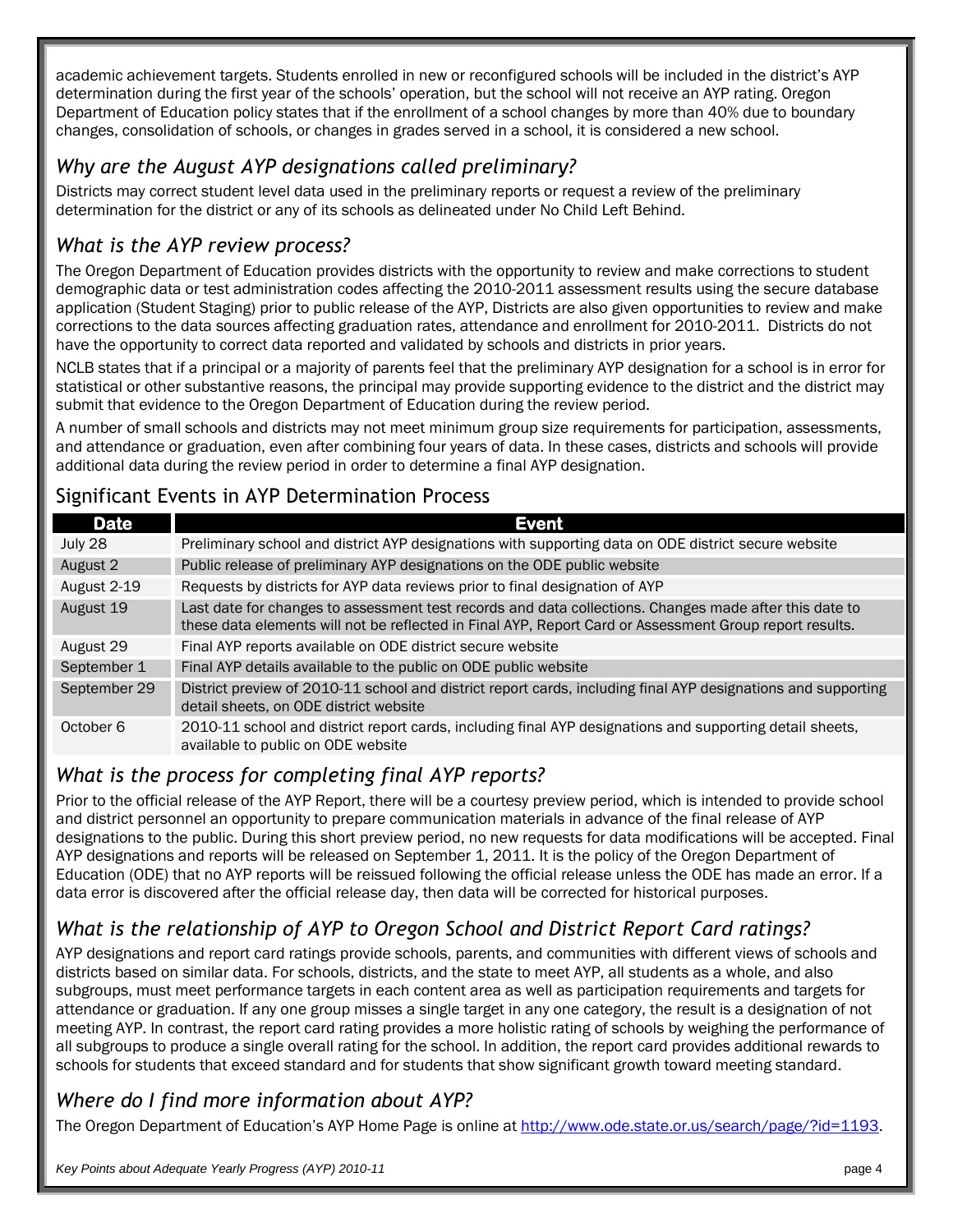academic achievement targets. Students enrolled in new or reconfigured schools will be included in the district's AYP determination during the first year of the schools' operation, but the school will not receive an AYP rating. Oregon Department of Education policy states that if the enrollment of a school changes by more than 40% due to boundary changes, consolidation of schools, or changes in grades served in a school, it is considered a new school.

## *Why are the August AYP designations called preliminary?*

Districts may correct student level data used in the preliminary reports or request a review of the preliminary determination for the district or any of its schools as delineated under No Child Left Behind.

## *What is the AYP review process?*

The Oregon Department of Education provides districts with the opportunity to review and make corrections to student demographic data or test administration codes affecting the 2010-2011 assessment results using the secure database application (Student Staging) prior to public release of the AYP, Districts are also given opportunities to review and make corrections to the data sources affecting graduation rates, attendance and enrollment for 2010-2011. Districts do not have the opportunity to correct data reported and validated by schools and districts in prior years.

NCLB states that if a principal or a majority of parents feel that the preliminary AYP designation for a school is in error for statistical or other substantive reasons, the principal may provide supporting evidence to the district and the district may submit that evidence to the Oregon Department of Education during the review period.

A number of small schools and districts may not meet minimum group size requirements for participation, assessments, and attendance or graduation, even after combining four years of data. In these cases, districts and schools will provide additional data during the review period in order to determine a final AYP designation.

## Significant Events in AYP Determination Process

| Date | Event |
|---|---|
| July 28 | Preliminary school and district AYP designations with supporting data on ODE district secure website |
| August 2 | Public release of preliminary AYP designations on the ODE public website |
| August 2-19 | Requests by districts for AYP data reviews prior to final designation of AYP |
| August 19 | Last date for changes to assessment test records and data collections. Changes made after this date to these data elements will not be reflected in Final AYP, Report Card or Assessment Group report results. |
| August 29 | Final AYP reports available on ODE district secure website |
| September 1 | Final AYP details available to the public on ODE public website |
| September 29 | District preview of 2010-11 school and district report cards, including final AYP designations and supporting detail sheets, on ODE district website |
| October 6 | 2010-11 school and district report cards, including final AYP designations and supporting detail sheets, available to public on ODE website |

## *What is the process for completing final AYP reports?*

Prior to the official release of the AYP Report, there will be a courtesy preview period, which is intended to provide school and district personnel an opportunity to prepare communication materials in advance of the final release of AYP designations to the public. During this short preview period, no new requests for data modifications will be accepted. Final AYP designations and reports will be released on September 1, 2011. It is the policy of the Oregon Department of Education (ODE) that no AYP reports will be reissued following the official release unless the ODE has made an error. If a data error is discovered after the official release day, then data will be corrected for historical purposes.

## *What is the relationship of AYP to Oregon School and District Report Card ratings?*

AYP designations and report card ratings provide schools, parents, and communities with different views of schools and districts based on similar data. For schools, districts, and the state to meet AYP, all students as a whole, and also subgroups, must meet performance targets in each content area as well as participation requirements and targets for attendance or graduation. If any one group misses a single target in any one category, the result is a designation of not meeting AYP. In contrast, the report card rating provides a more holistic rating of schools by weighing the performance of all subgroups to produce a single overall rating for the school. In addition, the report card provides additional rewards to schools for students that exceed standard and for students that show significant growth toward meeting standard.

## *Where do I find more information about AYP?*

The Oregon Department of Education's AYP Home Page is online at http://www.ode.state.or.us/search/page/?id=1193.